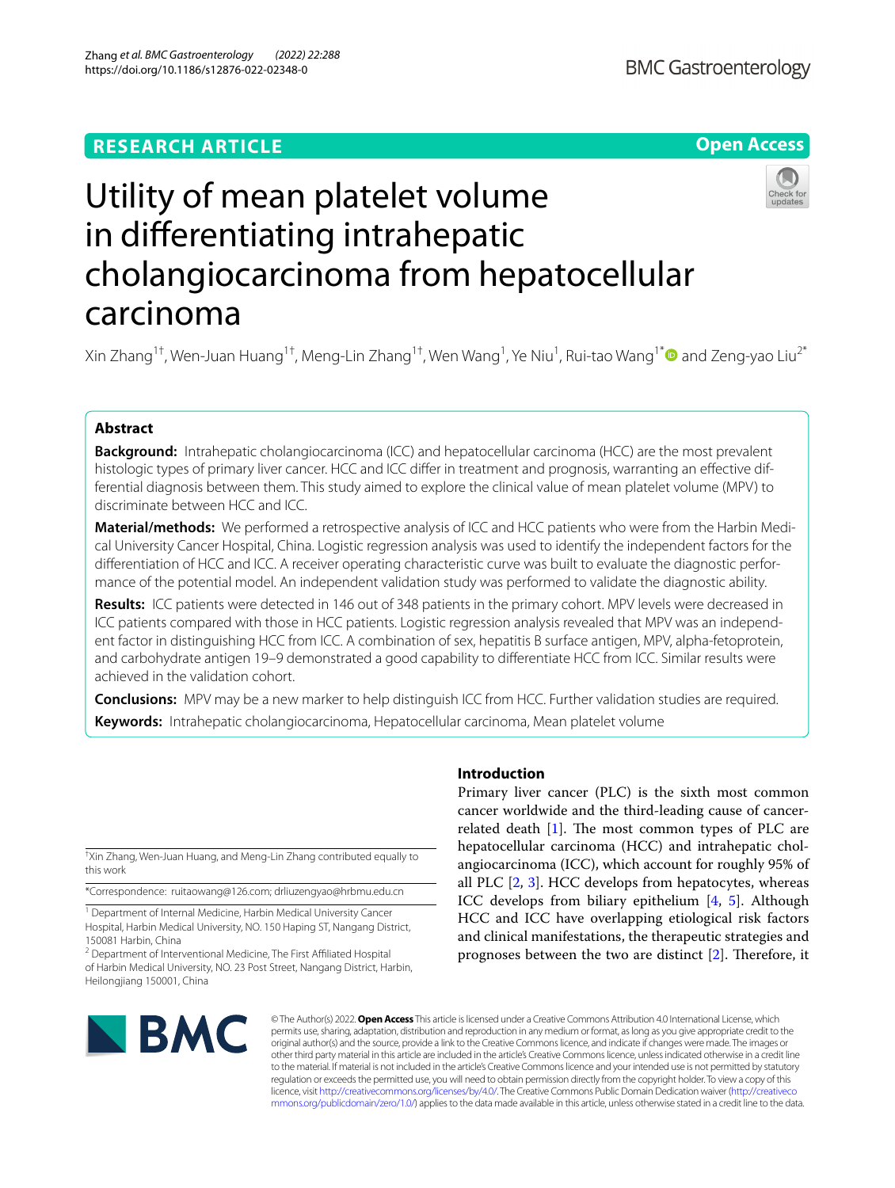RESEARCH ARTICLE

Open Access

# Utility of mean platelet volume in differentiating intrahepatic cholangiocarcinoma from hepatocellular carcinoma

Xin Zhang[1†], Wen-Juan Huang[1†], Meng-Lin Zhang[1†], Wen Wang[1], Ye Niu[1], Rui-tao Wang[1*] and Zeng-yao Liu[2*]

## Abstract

**Background:** Intrahepatic cholangiocarcinoma (ICC) and hepatocellular carcinoma (HCC) are the most prevalent histologic types of primary liver cancer. HCC and ICC differ in treatment and prognosis, warranting an effective differential diagnosis between them. This study aimed to explore the clinical value of mean platelet volume (MPV) to discriminate between HCC and ICC.

**Material/methods:** We performed a retrospective analysis of ICC and HCC patients who were from the Harbin Medical University Cancer Hospital, China. Logistic regression analysis was used to identify the independent factors for the differentiation of HCC and ICC. A receiver operating characteristic curve was built to evaluate the diagnostic performance of the potential model. An independent validation study was performed to validate the diagnostic ability.

**Results:** ICC patients were detected in 146 out of 348 patients in the primary cohort. MPV levels were decreased in ICC patients compared with those in HCC patients. Logistic regression analysis revealed that MPV was an independent factor in distinguishing HCC from ICC. A combination of sex, hepatitis B surface antigen, MPV, alpha-fetoprotein, and carbohydrate antigen 19–9 demonstrated a good capability to differentiate HCC from ICC. Similar results were achieved in the validation cohort.

**Conclusions:** MPV may be a new marker to help distinguish ICC from HCC. Further validation studies are required.

**Keywords:** Intrahepatic cholangiocarcinoma, Hepatocellular carcinoma, Mean platelet volume

## Introduction

Primary liver cancer (PLC) is the sixth most common cancer worldwide and the third-leading cause of cancer-related death [1]. The most common types of PLC are hepatocellular carcinoma (HCC) and intrahepatic cholangiocarcinoma (ICC), which account for roughly 95% of all PLC [2, 3]. HCC develops from hepatocytes, whereas ICC develops from biliary epithelium [4, 5]. Although HCC and ICC have overlapping etiological risk factors and clinical manifestations, the therapeutic strategies and prognoses between the two are distinct [2]. Therefore, it

†Xin Zhang, Wen-Juan Huang, and Meng-Lin Zhang contributed equally to this work

*Correspondence: ruitaowang@126.com; drliuzengyao@hrbmu.edu.cn

[1] Department of Internal Medicine, Harbin Medical University Cancer Hospital, Harbin Medical University, NO. 150 Haping ST, Nangang District, 150081 Harbin, China

[2] Department of Interventional Medicine, The First Affiliated Hospital of Harbin Medical University, NO. 23 Post Street, Nangang District, Harbin, Heilongjiang 150001, China

© The Author(s) 2022. **Open Access** This article is licensed under a Creative Commons Attribution 4.0 International License, which permits use, sharing, adaptation, distribution and reproduction in any medium or format, as long as you give appropriate credit to the original author(s) and the source, provide a link to the Creative Commons licence, and indicate if changes were made. The images or other third party material in this article are included in the article's Creative Commons licence, unless indicated otherwise in a credit line to the material. If material is not included in the article's Creative Commons licence and your intended use is not permitted by statutory regulation or exceeds the permitted use, you will need to obtain permission directly from the copyright holder. To view a copy of this licence, visit http://creativecommons.org/licenses/by/4.0/. The Creative Commons Public Domain Dedication waiver (http://creativecommons.org/publicdomain/zero/1.0/) applies to the data made available in this article, unless otherwise stated in a credit line to the data.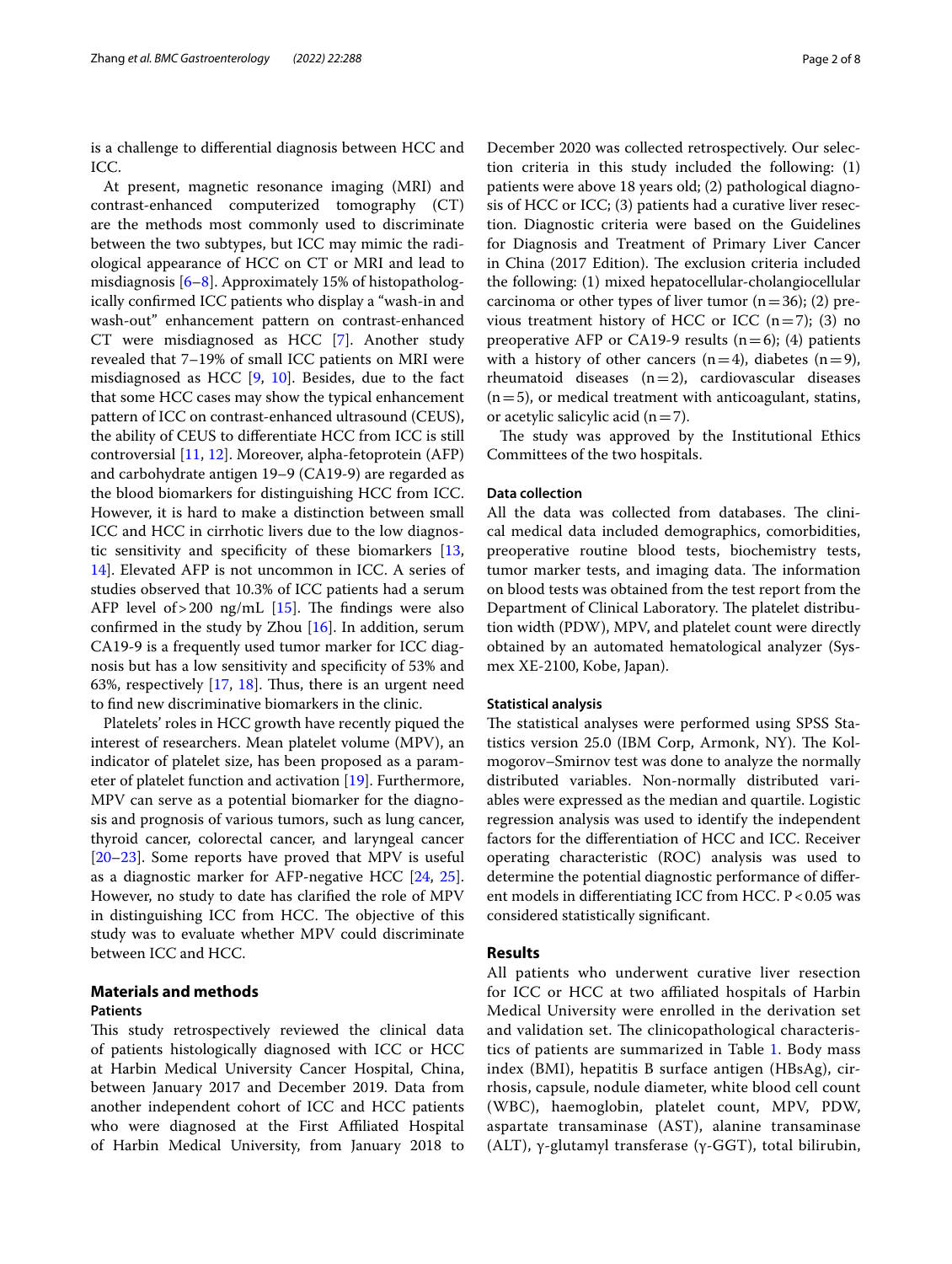is a challenge to differential diagnosis between HCC and ICC.

At present, magnetic resonance imaging (MRI) and contrast-enhanced computerized tomography (CT) are the methods most commonly used to discriminate between the two subtypes, but ICC may mimic the radiological appearance of HCC on CT or MRI and lead to misdiagnosis [6–8]. Approximately 15% of histopathologically confirmed ICC patients who display a "wash-in and wash-out" enhancement pattern on contrast-enhanced CT were misdiagnosed as HCC [7]. Another study revealed that 7–19% of small ICC patients on MRI were misdiagnosed as HCC [9, 10]. Besides, due to the fact that some HCC cases may show the typical enhancement pattern of ICC on contrast-enhanced ultrasound (CEUS), the ability of CEUS to differentiate HCC from ICC is still controversial [11, 12]. Moreover, alpha-fetoprotein (AFP) and carbohydrate antigen 19–9 (CA19-9) are regarded as the blood biomarkers for distinguishing HCC from ICC. However, it is hard to make a distinction between small ICC and HCC in cirrhotic livers due to the low diagnostic sensitivity and specificity of these biomarkers [13, 14]. Elevated AFP is not uncommon in ICC. A series of studies observed that 10.3% of ICC patients had a serum AFP level of > 200 ng/mL [15]. The findings were also confirmed in the study by Zhou [16]. In addition, serum CA19-9 is a frequently used tumor marker for ICC diagnosis but has a low sensitivity and specificity of 53% and 63%, respectively [17, 18]. Thus, there is an urgent need to find new discriminative biomarkers in the clinic.

Platelets' roles in HCC growth have recently piqued the interest of researchers. Mean platelet volume (MPV), an indicator of platelet size, has been proposed as a parameter of platelet function and activation [19]. Furthermore, MPV can serve as a potential biomarker for the diagnosis and prognosis of various tumors, such as lung cancer, thyroid cancer, colorectal cancer, and laryngeal cancer [20–23]. Some reports have proved that MPV is useful as a diagnostic marker for AFP-negative HCC [24, 25]. However, no study to date has clarified the role of MPV in distinguishing ICC from HCC. The objective of this study was to evaluate whether MPV could discriminate between ICC and HCC.

## Materials and methods

### Patients

This study retrospectively reviewed the clinical data of patients histologically diagnosed with ICC or HCC at Harbin Medical University Cancer Hospital, China, between January 2017 and December 2019. Data from another independent cohort of ICC and HCC patients who were diagnosed at the First Affiliated Hospital of Harbin Medical University, from January 2018 to December 2020 was collected retrospectively. Our selection criteria in this study included the following: (1) patients were above 18 years old; (2) pathological diagnosis of HCC or ICC; (3) patients had a curative liver resection. Diagnostic criteria were based on the Guidelines for Diagnosis and Treatment of Primary Liver Cancer in China (2017 Edition). The exclusion criteria included the following: (1) mixed hepatocellular-cholangiocellular carcinoma or other types of liver tumor (n = 36); (2) previous treatment history of HCC or ICC (n = 7); (3) no preoperative AFP or CA19-9 results (n = 6); (4) patients with a history of other cancers (n = 4), diabetes (n = 9), rheumatoid diseases (n = 2), cardiovascular diseases (n = 5), or medical treatment with anticoagulant, statins, or acetylic salicylic acid (n = 7).

The study was approved by the Institutional Ethics Committees of the two hospitals.

### Data collection

All the data was collected from databases. The clinical medical data included demographics, comorbidities, preoperative routine blood tests, biochemistry tests, tumor marker tests, and imaging data. The information on blood tests was obtained from the test report from the Department of Clinical Laboratory. The platelet distribution width (PDW), MPV, and platelet count were directly obtained by an automated hematological analyzer (Sysmex XE-2100, Kobe, Japan).

### Statistical analysis

The statistical analyses were performed using SPSS Statistics version 25.0 (IBM Corp, Armonk, NY). The Kolmogorov–Smirnov test was done to analyze the normally distributed variables. Non-normally distributed variables were expressed as the median and quartile. Logistic regression analysis was used to identify the independent factors for the differentiation of HCC and ICC. Receiver operating characteristic (ROC) analysis was used to determine the potential diagnostic performance of different models in differentiating ICC from HCC. $P < 0.05$ was considered statistically significant.

## Results

All patients who underwent curative liver resection for ICC or HCC at two affiliated hospitals of Harbin Medical University were enrolled in the derivation set and validation set. The clinicopathological characteristics of patients are summarized in Table 1. Body mass index (BMI), hepatitis B surface antigen (HBsAg), cirrhosis, capsule, nodule diameter, white blood cell count (WBC), haemoglobin, platelet count, MPV, PDW, aspartate transaminase (AST), alanine transaminase (ALT), γ-glutamyl transferase (γ-GGT), total bilirubin,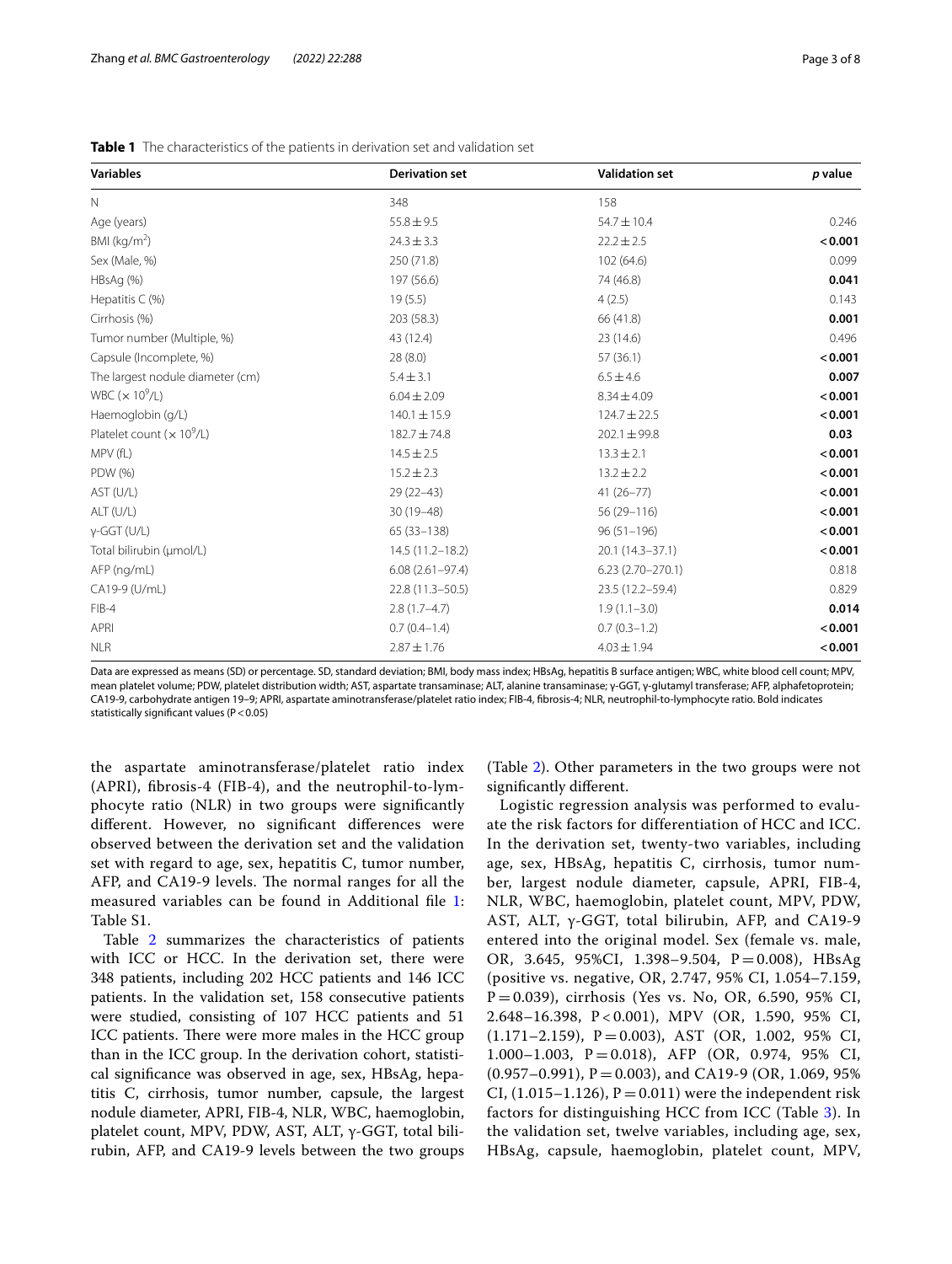**Table 1** The characteristics of the patients in derivation set and validation set

| Variables | Derivation set | Validation set | *p* value |
|---|---|---|---|
| N | 348 | 158 | |
| Age (years) | 55.8 ± 9.5 | 54.7 ± 10.4 | 0.246 |
| BMI (kg/m$^2$) | 24.3 ± 3.3 | 22.2 ± 2.5 | **< 0.001** |
| Sex (Male, %) | 250 (71.8) | 102 (64.6) | 0.099 |
| HBsAg (%) | 197 (56.6) | 74 (46.8) | **0.041** |
| Hepatitis C (%) | 19 (5.5) | 4 (2.5) | 0.143 |
| Cirrhosis (%) | 203 (58.3) | 66 (41.8) | **0.001** |
| Tumor number (Multiple, %) | 43 (12.4) | 23 (14.6) | 0.496 |
| Capsule (Incomplete, %) | 28 (8.0) | 57 (36.1) | **< 0.001** |
| The largest nodule diameter (cm) | 5.4 ± 3.1 | 6.5 ± 4.6 | **0.007** |
| WBC (× 10$^9$/L) | 6.04 ± 2.09 | 8.34 ± 4.09 | **< 0.001** |
| Haemoglobin (g/L) | 140.1 ± 15.9 | 124.7 ± 22.5 | **< 0.001** |
| Platelet count (× 10$^9$/L) | 182.7 ± 74.8 | 202.1 ± 99.8 | **0.03** |
| MPV (fL) | 14.5 ± 2.5 | 13.3 ± 2.1 | **< 0.001** |
| PDW (%) | 15.2 ± 2.3 | 13.2 ± 2.2 | **< 0.001** |
| AST (U/L) | 29 (22–43) | 41 (26–77) | **< 0.001** |
| ALT (U/L) | 30 (19–48) | 56 (29–116) | **< 0.001** |
| γ-GGT (U/L) | 65 (33–138) | 96 (51–196) | **< 0.001** |
| Total bilirubin (μmol/L) | 14.5 (11.2–18.2) | 20.1 (14.3–37.1) | **< 0.001** |
| AFP (ng/mL) | 6.08 (2.61–97.4) | 6.23 (2.70–270.1) | 0.818 |
| CA19-9 (U/mL) | 22.8 (11.3–50.5) | 23.5 (12.2–59.4) | 0.829 |
| FIB-4 | 2.8 (1.7–4.7) | 1.9 (1.1–3.0) | **0.014** |
| APRI | 0.7 (0.4–1.4) | 0.7 (0.3–1.2) | **< 0.001** |
| NLR | 2.87 ± 1.76 | 4.03 ± 1.94 | **< 0.001** |

Data are expressed as means (SD) or percentage. SD, standard deviation; BMI, body mass index; HBsAg, hepatitis B surface antigen; WBC, white blood cell count; MPV, mean platelet volume; PDW, platelet distribution width; AST, aspartate transaminase; ALT, alanine transaminase; γ-GGT, γ-glutamyl transferase; AFP, alphafetoprotein; CA19-9, carbohydrate antigen 19–9; APRI, aspartate aminotransferase/platelet ratio index; FIB-4, fibrosis-4; NLR, neutrophil-to-lymphocyte ratio. Bold indicates statistically significant values ($P < 0.05$)

the aspartate aminotransferase/platelet ratio index (APRI), fibrosis-4 (FIB-4), and the neutrophil-to-lymphocyte ratio (NLR) in two groups were significantly different. However, no significant differences were observed between the derivation set and the validation set with regard to age, sex, hepatitis C, tumor number, AFP, and CA19-9 levels. The normal ranges for all the measured variables can be found in Additional file 1: Table S1.

Table 2 summarizes the characteristics of patients with ICC or HCC. In the derivation set, there were 348 patients, including 202 HCC patients and 146 ICC patients. In the validation set, 158 consecutive patients were studied, consisting of 107 HCC patients and 51 ICC patients. There were more males in the HCC group than in the ICC group. In the derivation cohort, statistical significance was observed in age, sex, HBsAg, hepatitis C, cirrhosis, tumor number, capsule, the largest nodule diameter, APRI, FIB-4, NLR, WBC, haemoglobin, platelet count, MPV, PDW, AST, ALT, γ-GGT, total bilirubin, AFP, and CA19-9 levels between the two groups (Table 2). Other parameters in the two groups were not significantly different.

Logistic regression analysis was performed to evaluate the risk factors for differentiation of HCC and ICC. In the derivation set, twenty-two variables, including age, sex, HBsAg, hepatitis C, cirrhosis, tumor number, largest nodule diameter, capsule, APRI, FIB-4, NLR, WBC, haemoglobin, platelet count, MPV, PDW, AST, ALT, γ-GGT, total bilirubin, AFP, and CA19-9 entered into the original model. Sex (female vs. male, OR, 3.645, 95%CI, 1.398–9.504, $P = 0.008$), HBsAg (positive vs. negative, OR, 2.747, 95% CI, 1.054–7.159, $P = 0.039$), cirrhosis (Yes vs. No, OR, 6.590, 95% CI, 2.648–16.398, $P < 0.001$), MPV (OR, 1.590, 95% CI, (1.171–2.159), $P = 0.003$), AST (OR, 1.002, 95% CI, 1.000–1.003, $P = 0.018$), AFP (OR, 0.974, 95% CI, (0.957–0.991), $P = 0.003$), and CA19-9 (OR, 1.069, 95% CI, (1.015–1.126), $P = 0.011$) were the independent risk factors for distinguishing HCC from ICC (Table 3). In the validation set, twelve variables, including age, sex, HBsAg, capsule, haemoglobin, platelet count, MPV,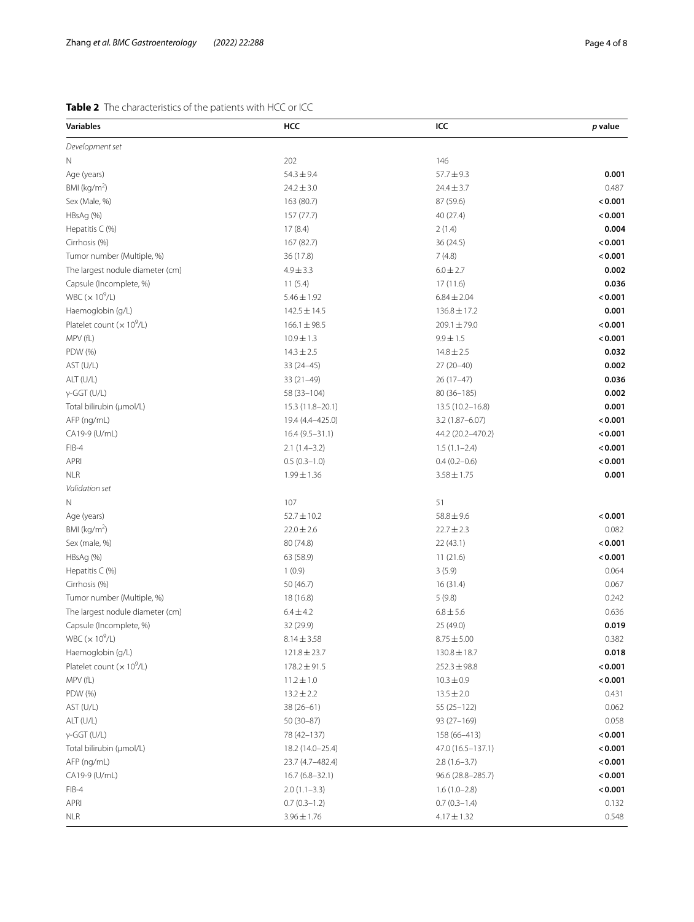**Table 2** The characteristics of the patients with HCC or ICC

| Variables | HCC | ICC | *p* value |
|---|---|---|---|
| *Development set* | | | |
| N | 202 | 146 | |
| Age (years) | 54.3 ± 9.4 | 57.7 ± 9.3 | **0.001** |
| BMI (kg/m$^2$) | 24.2 ± 3.0 | 24.4 ± 3.7 | 0.487 |
| Sex (Male, %) | 163 (80.7) | 87 (59.6) | **< 0.001** |
| HBsAg (%) | 157 (77.7) | 40 (27.4) | **< 0.001** |
| Hepatitis C (%) | 17 (8.4) | 2 (1.4) | **0.004** |
| Cirrhosis (%) | 167 (82.7) | 36 (24.5) | **< 0.001** |
| Tumor number (Multiple, %) | 36 (17.8) | 7 (4.8) | **< 0.001** |
| The largest nodule diameter (cm) | 4.9 ± 3.3 | 6.0 ± 2.7 | **0.002** |
| Capsule (Incomplete, %) | 11 (5.4) | 17 (11.6) | **0.036** |
| WBC (× 10$^9$/L) | 5.46 ± 1.92 | 6.84 ± 2.04 | **< 0.001** |
| Haemoglobin (g/L) | 142.5 ± 14.5 | 136.8 ± 17.2 | **0.001** |
| Platelet count (× 10$^9$/L) | 166.1 ± 98.5 | 209.1 ± 79.0 | **< 0.001** |
| MPV (fL) | 10.9 ± 1.3 | 9.9 ± 1.5 | **< 0.001** |
| PDW (%) | 14.3 ± 2.5 | 14.8 ± 2.5 | **0.032** |
| AST (U/L) | 33 (24–45) | 27 (20–40) | **0.002** |
| ALT (U/L) | 33 (21–49) | 26 (17–47) | **0.036** |
| γ-GGT (U/L) | 58 (33–104) | 80 (36–185) | **0.002** |
| Total bilirubin (μmol/L) | 15.3 (11.8–20.1) | 13.5 (10.2–16.8) | **0.001** |
| AFP (ng/mL) | 19.4 (4.4–425.0) | 3.2 (1.87–6.07) | **< 0.001** |
| CA19-9 (U/mL) | 16.4 (9.5–31.1) | 44.2 (20.2–470.2) | **< 0.001** |
| FIB-4 | 2.1 (1.4–3.2) | 1.5 (1.1–2.4) | **< 0.001** |
| APRI | 0.5 (0.3–1.0) | 0.4 (0.2–0.6) | **< 0.001** |
| NLR | 1.99 ± 1.36 | 3.58 ± 1.75 | **0.001** |
| *Validation set* | | | |
| N | 107 | 51 | |
| Age (years) | 52.7 ± 10.2 | 58.8 ± 9.6 | **< 0.001** |
| BMI (kg/m$^2$) | 22.0 ± 2.6 | 22.7 ± 2.3 | 0.082 |
| Sex (male, %) | 80 (74.8) | 22 (43.1) | **< 0.001** |
| HBsAg (%) | 63 (58.9) | 11 (21.6) | **< 0.001** |
| Hepatitis C (%) | 1 (0.9) | 3 (5.9) | 0.064 |
| Cirrhosis (%) | 50 (46.7) | 16 (31.4) | 0.067 |
| Tumor number (Multiple, %) | 18 (16.8) | 5 (9.8) | 0.242 |
| The largest nodule diameter (cm) | 6.4 ± 4.2 | 6.8 ± 5.6 | 0.636 |
| Capsule (Incomplete, %) | 32 (29.9) | 25 (49.0) | **0.019** |
| WBC (× 10$^9$/L) | 8.14 ± 3.58 | 8.75 ± 5.00 | 0.382 |
| Haemoglobin (g/L) | 121.8 ± 23.7 | 130.8 ± 18.7 | **0.018** |
| Platelet count (× 10$^9$/L) | 178.2 ± 91.5 | 252.3 ± 98.8 | **< 0.001** |
| MPV (fL) | 11.2 ± 1.0 | 10.3 ± 0.9 | **< 0.001** |
| PDW (%) | 13.2 ± 2.2 | 13.5 ± 2.0 | 0.431 |
| AST (U/L) | 38 (26–61) | 55 (25–122) | 0.062 |
| ALT (U/L) | 50 (30–87) | 93 (27–169) | 0.058 |
| γ-GGT (U/L) | 78 (42–137) | 158 (66–413) | **< 0.001** |
| Total bilirubin (μmol/L) | 18.2 (14.0–25.4) | 47.0 (16.5–137.1) | **< 0.001** |
| AFP (ng/mL) | 23.7 (4.7–482.4) | 2.8 (1.6–3.7) | **< 0.001** |
| CA19-9 (U/mL) | 16.7 (6.8–32.1) | 96.6 (28.8–285.7) | **< 0.001** |
| FIB-4 | 2.0 (1.1–3.3) | 1.6 (1.0–2.8) | **< 0.001** |
| APRI | 0.7 (0.3–1.2) | 0.7 (0.3–1.4) | 0.132 |
| NLR | 3.96 ± 1.76 | 4.17 ± 1.32 | 0.548 |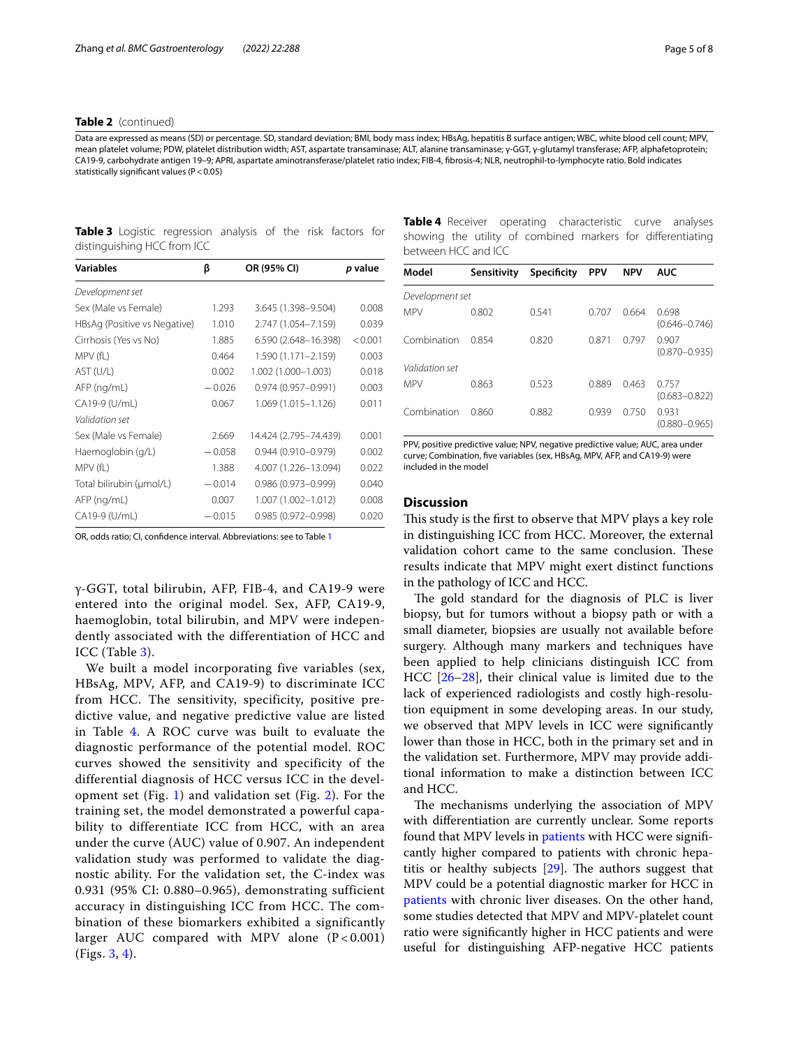**Table 2** (continued)

Data are expressed as means (SD) or percentage. SD, standard deviation; BMI, body mass index; HBsAg, hepatitis B surface antigen; WBC, white blood cell count; MPV, mean platelet volume; PDW, platelet distribution width; AST, aspartate transaminase; ALT, alanine transaminase; γ-GGT, γ-glutamyl transferase; AFP, alphafetoprotein; CA19-9, carbohydrate antigen 19–9; APRI, aspartate aminotransferase/platelet ratio index; FIB-4, fibrosis-4; NLR, neutrophil-to-lymphocyte ratio. Bold indicates statistically significant values (P < 0.05)

**Table 3** Logistic regression analysis of the risk factors for distinguishing HCC from ICC

| Variables | β | OR (95% CI) | *p* value |
|---|---|---|---|
| *Development set* | | | |
| Sex (Male vs Female) | 1.293 | 3.645 (1.398–9.504) | 0.008 |
| HBsAg (Positive vs Negative) | 1.010 | 2.747 (1.054–7.159) | 0.039 |
| Cirrhosis (Yes vs No) | 1.885 | 6.590 (2.648–16.398) | < 0.001 |
| MPV (fL) | 0.464 | 1.590 (1.171–2.159) | 0.003 |
| AST (U/L) | 0.002 | 1.002 (1.000–1.003) | 0.018 |
| AFP (ng/mL) | −0.026 | 0.974 (0.957–0.991) | 0.003 |
| CA19-9 (U/mL) | 0.067 | 1.069 (1.015–1.126) | 0.011 |
| *Validation set* | | | |
| Sex (Male vs Female) | 2.669 | 14.424 (2.795–74.439) | 0.001 |
| Haemoglobin (g/L) | −0.058 | 0.944 (0.910–0.979) | 0.002 |
| MPV (fL) | 1.388 | 4.007 (1.226–13.094) | 0.022 |
| Total bilirubin (μmol/L) | −0.014 | 0.986 (0.973–0.999) | 0.040 |
| AFP (ng/mL) | 0.007 | 1.007 (1.002–1.012) | 0.008 |
| CA19-9 (U/mL) | −0.015 | 0.985 (0.972–0.998) | 0.020 |

OR, odds ratio; CI, confidence interval. Abbreviations: see to Table 1

γ-GGT, total bilirubin, AFP, FIB-4, and CA19-9 were entered into the original model. Sex, AFP, CA19-9, haemoglobin, total bilirubin, and MPV were independently associated with the differentiation of HCC and ICC (Table 3).

We built a model incorporating five variables (sex, HBsAg, MPV, AFP, and CA19-9) to discriminate ICC from HCC. The sensitivity, specificity, positive predictive value, and negative predictive value are listed in Table 4. A ROC curve was built to evaluate the diagnostic performance of the potential model. ROC curves showed the sensitivity and specificity of the differential diagnosis of HCC versus ICC in the development set (Fig. 1) and validation set (Fig. 2). For the training set, the model demonstrated a powerful capability to differentiate ICC from HCC, with an area under the curve (AUC) value of 0.907. An independent validation study was performed to validate the diagnostic ability. For the validation set, the C-index was 0.931 (95% CI: 0.880–0.965), demonstrating sufficient accuracy in distinguishing ICC from HCC. The combination of these biomarkers exhibited a significantly larger AUC compared with MPV alone ($P < 0.001$) (Figs. 3, 4).

**Table 4** Receiver operating characteristic curve analyses showing the utility of combined markers for differentiating between HCC and ICC

| Model | Sensitivity | Specificity | PPV | NPV | AUC |
|---|---|---|---|---|---|
| *Development set* | | | | | |
| MPV | 0.802 | 0.541 | 0.707 | 0.664 | 0.698 (0.646–0.746) |
| Combination | 0.854 | 0.820 | 0.871 | 0.797 | 0.907 (0.870–0.935) |
| *Validation set* | | | | | |
| MPV | 0.863 | 0.523 | 0.889 | 0.463 | 0.757 (0.683–0.822) |
| Combination | 0.860 | 0.882 | 0.939 | 0.750 | 0.931 (0.880–0.965) |

PPV, positive predictive value; NPV, negative predictive value; AUC, area under curve; Combination, five variables (sex, HBsAg, MPV, AFP, and CA19-9) were included in the model

## Discussion

This study is the first to observe that MPV plays a key role in distinguishing ICC from HCC. Moreover, the external validation cohort came to the same conclusion. These results indicate that MPV might exert distinct functions in the pathology of ICC and HCC.

The gold standard for the diagnosis of PLC is liver biopsy, but for tumors without a biopsy path or with a small diameter, biopsies are usually not available before surgery. Although many markers and techniques have been applied to help clinicians distinguish ICC from HCC [26–28], their clinical value is limited due to the lack of experienced radiologists and costly high-resolution equipment in some developing areas. In our study, we observed that MPV levels in ICC were significantly lower than those in HCC, both in the primary set and in the validation set. Furthermore, MPV may provide additional information to make a distinction between ICC and HCC.

The mechanisms underlying the association of MPV with differentiation are currently unclear. Some reports found that MPV levels in patients with HCC were significantly higher compared to patients with chronic hepatitis or healthy subjects [29]. The authors suggest that MPV could be a potential diagnostic marker for HCC in patients with chronic liver diseases. On the other hand, some studies detected that MPV and MPV-platelet count ratio were significantly higher in HCC patients and were useful for distinguishing AFP-negative HCC patients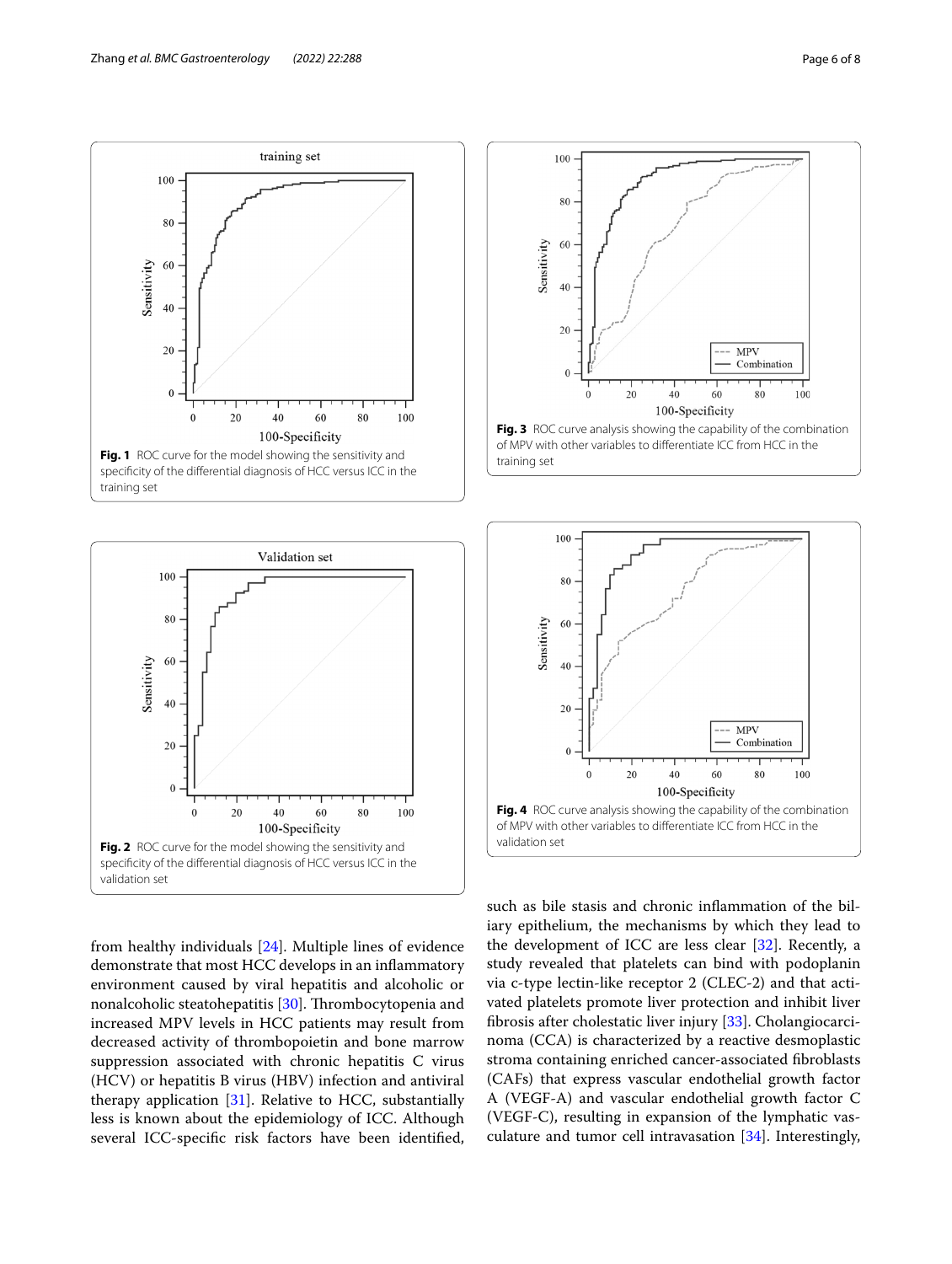training set

100
80
60
40
20
0

Sensitivity

0 20 40 60 80 100

100-Specificity

**Fig. 1** ROC curve for the model showing the sensitivity and specificity of the differential diagnosis of HCC versus ICC in the training set

100
80
60
40
20
0

Sensitivity

0 20 40 60 80 100

100-Specificity

MPV
Combination

**Fig. 3** ROC curve analysis showing the capability of the combination of MPV with other variables to differentiate ICC from HCC in the training set

Validation set

100
80
60
40
20
0

Sensitivity

0 20 40 60 80 100

100-Specificity

**Fig. 2** ROC curve for the model showing the sensitivity and specificity of the differential diagnosis of HCC versus ICC in the validation set

100
80
60
40
20
0

Sensitivity

0 20 40 60 80 100

100-Specificity

MPV
Combination

**Fig. 4** ROC curve analysis showing the capability of the combination of MPV with other variables to differentiate ICC from HCC in the validation set

from healthy individuals [24]. Multiple lines of evidence demonstrate that most HCC develops in an inflammatory environment caused by viral hepatitis and alcoholic or nonalcoholic steatohepatitis [30]. Thrombocytopenia and increased MPV levels in HCC patients may result from decreased activity of thrombopoietin and bone marrow suppression associated with chronic hepatitis C virus (HCV) or hepatitis B virus (HBV) infection and antiviral therapy application [31]. Relative to HCC, substantially less is known about the epidemiology of ICC. Although several ICC-specific risk factors have been identified, such as bile stasis and chronic inflammation of the biliary epithelium, the mechanisms by which they lead to the development of ICC are less clear [32]. Recently, a study revealed that platelets can bind with podoplanin via c-type lectin-like receptor 2 (CLEC-2) and that activated platelets promote liver protection and inhibit liver fibrosis after cholestatic liver injury [33]. Cholangiocarcinoma (CCA) is characterized by a reactive desmoplastic stroma containing enriched cancer-associated fibroblasts (CAFs) that express vascular endothelial growth factor A (VEGF-A) and vascular endothelial growth factor C (VEGF-C), resulting in expansion of the lymphatic vasculature and tumor cell intravasation [34]. Interestingly,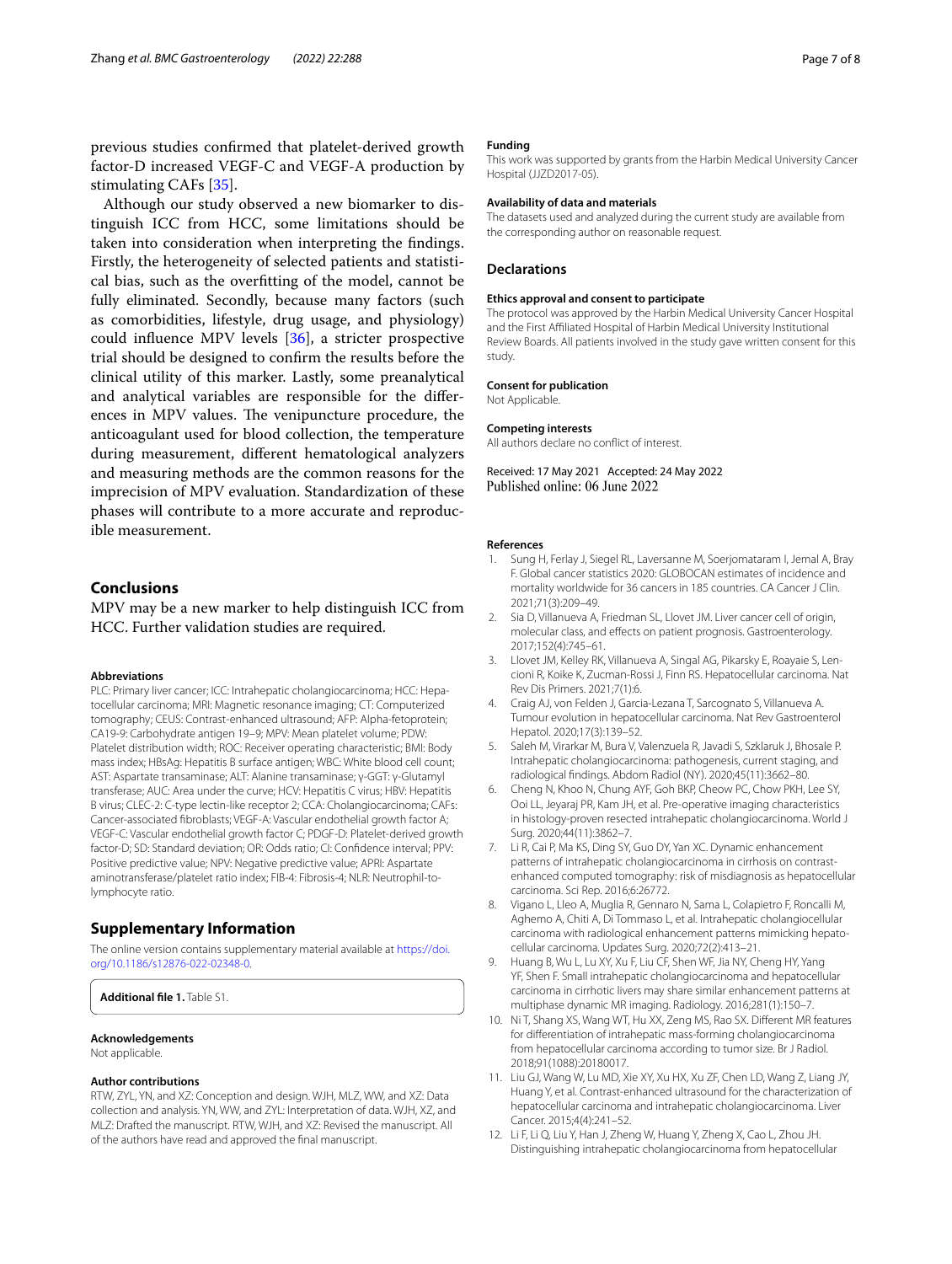previous studies confirmed that platelet-derived growth factor-D increased VEGF-C and VEGF-A production by stimulating CAFs [35].

Although our study observed a new biomarker to distinguish ICC from HCC, some limitations should be taken into consideration when interpreting the findings. Firstly, the heterogeneity of selected patients and statistical bias, such as the overfitting of the model, cannot be fully eliminated. Secondly, because many factors (such as comorbidities, lifestyle, drug usage, and physiology) could influence MPV levels [36], a stricter prospective trial should be designed to confirm the results before the clinical utility of this marker. Lastly, some preanalytical and analytical variables are responsible for the differences in MPV values. The venipuncture procedure, the anticoagulant used for blood collection, the temperature during measurement, different hematological analyzers and measuring methods are the common reasons for the imprecision of MPV evaluation. Standardization of these phases will contribute to a more accurate and reproducible measurement.

## Conclusions

MPV may be a new marker to help distinguish ICC from HCC. Further validation studies are required.

### Abbreviations

PLC: Primary liver cancer; ICC: Intrahepatic cholangiocarcinoma; HCC: Hepatocellular carcinoma; MRI: Magnetic resonance imaging; CT: Computerized tomography; CEUS: Contrast-enhanced ultrasound; AFP: Alpha-fetoprotein; CA19-9: Carbohydrate antigen 19–9; MPV: Mean platelet volume; PDW: Platelet distribution width; ROC: Receiver operating characteristic; BMI: Body mass index; HBsAg: Hepatitis B surface antigen; WBC: White blood cell count; AST: Aspartate transaminase; ALT: Alanine transaminase; γ-GGT: γ-Glutamyl transferase; AUC: Area under the curve; HCV: Hepatitis C virus; HBV: Hepatitis B virus; CLEC-2: C-type lectin-like receptor 2; CCA: Cholangiocarcinoma; CAFs: Cancer-associated fibroblasts; VEGF-A: Vascular endothelial growth factor A; VEGF-C: Vascular endothelial growth factor C; PDGF-D: Platelet-derived growth factor-D; SD: Standard deviation; OR: Odds ratio; CI: Confidence interval; PPV: Positive predictive value; NPV: Negative predictive value; APRI: Aspartate aminotransferase/platelet ratio index; FIB-4: Fibrosis-4; NLR: Neutrophil-to-lymphocyte ratio.

## Supplementary Information

The online version contains supplementary material available at https://doi.org/10.1186/s12876-022-02348-0.

**Additional file 1.** Table S1.

### Acknowledgements

Not applicable.

### Author contributions

RTW, ZYL, YN, and XZ: Conception and design. WJH, MLZ, WW, and XZ: Data collection and analysis. YN, WW, and ZYL: Interpretation of data. WJH, XZ, and MLZ: Drafted the manuscript. RTW, WJH, and XZ: Revised the manuscript. All of the authors have read and approved the final manuscript.

### Funding

This work was supported by grants from the Harbin Medical University Cancer Hospital (JJZD2017-05).

### Availability of data and materials

The datasets used and analyzed during the current study are available from the corresponding author on reasonable request.

## Declarations

### Ethics approval and consent to participate

The protocol was approved by the Harbin Medical University Cancer Hospital and the First Affiliated Hospital of Harbin Medical University Institutional Review Boards. All patients involved in the study gave written consent for this study.

### Consent for publication

Not Applicable.

### Competing interests

All authors declare no conflict of interest.

Received: 17 May 2021 Accepted: 24 May 2022
Published online: 06 June 2022

### References

1. Sung H, Ferlay J, Siegel RL, Laversanne M, Soerjomataram I, Jemal A, Bray F. Global cancer statistics 2020: GLOBOCAN estimates of incidence and mortality worldwide for 36 cancers in 185 countries. CA Cancer J Clin. 2021;71(3):209–49.
2. Sia D, Villanueva A, Friedman SL, Llovet JM. Liver cancer cell of origin, molecular class, and effects on patient prognosis. Gastroenterology. 2017;152(4):745–61.
3. Llovet JM, Kelley RK, Villanueva A, Singal AG, Pikarsky E, Roayaie S, Lencioni R, Koike K, Zucman-Rossi J, Finn RS. Hepatocellular carcinoma. Nat Rev Dis Primers. 2021;7(1):6.
4. Craig AJ, von Felden J, Garcia-Lezana T, Sarcognato S, Villanueva A. Tumour evolution in hepatocellular carcinoma. Nat Rev Gastroenterol Hepatol. 2020;17(3):139–52.
5. Saleh M, Virarkar M, Bura V, Valenzuela R, Javadi S, Szklaruk J, Bhosale P. Intrahepatic cholangiocarcinoma: pathogenesis, current staging, and radiological findings. Abdom Radiol (NY). 2020;45(11):3662–80.
6. Cheng N, Khoo N, Chung AYF, Goh BKP, Cheow PC, Chow PKH, Lee SY, Ooi LL, Jeyaraj PR, Kam JH, et al. Pre-operative imaging characteristics in histology-proven resected intrahepatic cholangiocarcinoma. World J Surg. 2020;44(11):3862–7.
7. Li R, Cai P, Ma KS, Ding SY, Guo DY, Yan XC. Dynamic enhancement patterns of intrahepatic cholangiocarcinoma in cirrhosis on contrast-enhanced computed tomography: risk of misdiagnosis as hepatocellular carcinoma. Sci Rep. 2016;6:26772.
8. Vigano L, Lleo A, Muglia R, Gennaro N, Sama L, Colapietro F, Roncalli M, Aghemo A, Chiti A, Di Tommaso L, et al. Intrahepatic cholangiocellular carcinoma with radiological enhancement patterns mimicking hepatocellular carcinoma. Updates Surg. 2020;72(2):413–21.
9. Huang B, Wu L, Lu XY, Xu F, Liu CF, Shen WF, Jia NY, Cheng HY, Yang YF, Shen F. Small intrahepatic cholangiocarcinoma and hepatocellular carcinoma in cirrhotic livers may share similar enhancement patterns at multiphase dynamic MR imaging. Radiology. 2016;281(1):150–7.
10. Ni T, Shang XS, Wang WT, Hu XX, Zeng MS, Rao SX. Different MR features for differentiation of intrahepatic mass-forming cholangiocarcinoma from hepatocellular carcinoma according to tumor size. Br J Radiol. 2018;91(1088):20180017.
11. Liu GJ, Wang W, Lu MD, Xie XY, Xu HX, Xu ZF, Chen LD, Wang Z, Liang JY, Huang Y, et al. Contrast-enhanced ultrasound for the characterization of hepatocellular carcinoma and intrahepatic cholangiocarcinoma. Liver Cancer. 2015;4(4):241–52.
12. Li F, Li Q, Liu Y, Han J, Zheng W, Huang Y, Zheng X, Cao L, Zhou JH. Distinguishing intrahepatic cholangiocarcinoma from hepatocellular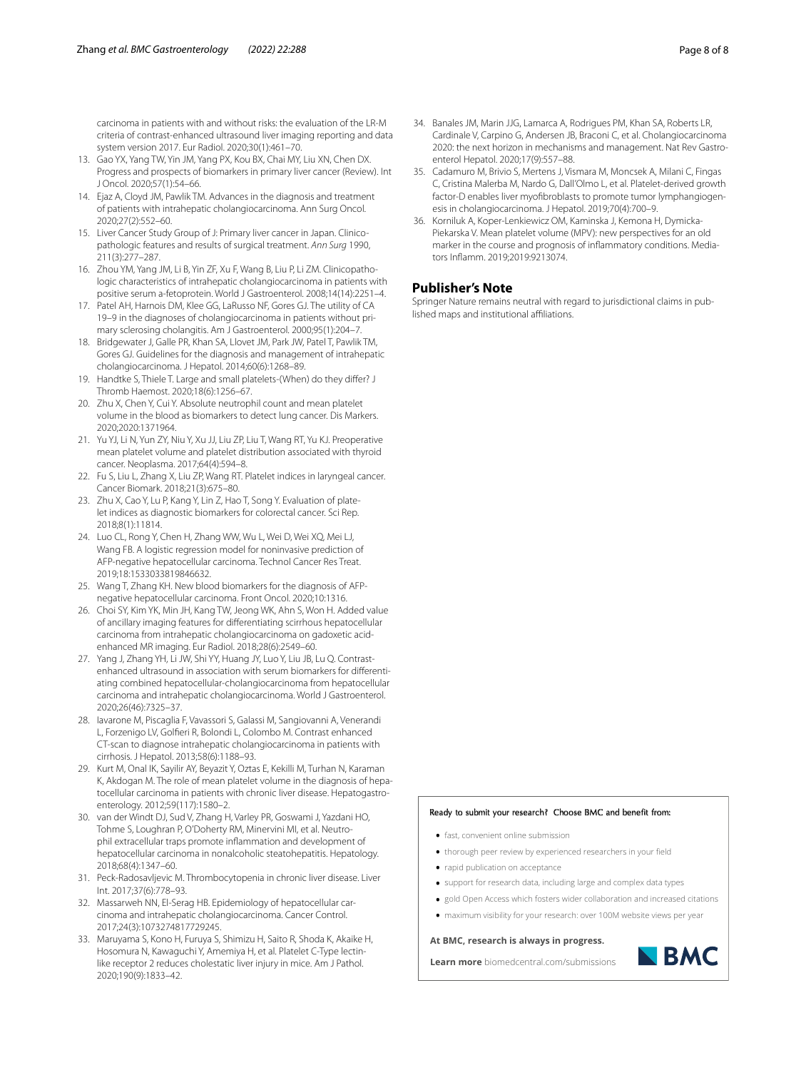carcinoma in patients with and without risks: the evaluation of the LR-M criteria of contrast-enhanced ultrasound liver imaging reporting and data system version 2017. Eur Radiol. 2020;30(1):461–70.

13. Gao YX, Yang TW, Yin JM, Yang PX, Kou BX, Chai MY, Liu XN, Chen DX. Progress and prospects of biomarkers in primary liver cancer (Review). Int J Oncol. 2020;57(1):54–66.
14. Ejaz A, Cloyd JM, Pawlik TM. Advances in the diagnosis and treatment of patients with intrahepatic cholangiocarcinoma. Ann Surg Oncol. 2020;27(2):552–60.
15. Liver Cancer Study Group of J: Primary liver cancer in Japan. Clinicopathologic features and results of surgical treatment. *Ann Surg* 1990, 211(3):277–287.
16. Zhou YM, Yang JM, Li B, Yin ZF, Xu F, Wang B, Liu P, Li ZM. Clinicopathologic characteristics of intrahepatic cholangiocarcinoma in patients with positive serum a-fetoprotein. World J Gastroenterol. 2008;14(14):2251–4.
17. Patel AH, Harnois DM, Klee GG, LaRusso NF, Gores GJ. The utility of CA 19–9 in the diagnoses of cholangiocarcinoma in patients without primary sclerosing cholangitis. Am J Gastroenterol. 2000;95(1):204–7.
18. Bridgewater J, Galle PR, Khan SA, Llovet JM, Park JW, Patel T, Pawlik TM, Gores GJ. Guidelines for the diagnosis and management of intrahepatic cholangiocarcinoma. J Hepatol. 2014;60(6):1268–89.
19. Handtke S, Thiele T. Large and small platelets-(When) do they differ? J Thromb Haemost. 2020;18(6):1256–67.
20. Zhu X, Chen Y, Cui Y. Absolute neutrophil count and mean platelet volume in the blood as biomarkers to detect lung cancer. Dis Markers. 2020;2020:1371964.
21. Yu YJ, Li N, Yun ZY, Niu Y, Xu JJ, Liu ZP, Liu T, Wang RT, Yu KJ. Preoperative mean platelet volume and platelet distribution associated with thyroid cancer. Neoplasma. 2017;64(4):594–8.
22. Fu S, Liu L, Zhang X, Liu ZP, Wang RT. Platelet indices in laryngeal cancer. Cancer Biomark. 2018;21(3):675–80.
23. Zhu X, Cao Y, Lu P, Kang Y, Lin Z, Hao T, Song Y. Evaluation of platelet indices as diagnostic biomarkers for colorectal cancer. Sci Rep. 2018;8(1):11814.
24. Luo CL, Rong Y, Chen H, Zhang WW, Wu L, Wei D, Wei XQ, Mei LJ, Wang FB. A logistic regression model for noninvasive prediction of AFP-negative hepatocellular carcinoma. Technol Cancer Res Treat. 2019;18:1533033819846632.
25. Wang T, Zhang KH. New blood biomarkers for the diagnosis of AFP-negative hepatocellular carcinoma. Front Oncol. 2020;10:1316.
26. Choi SY, Kim YK, Min JH, Kang TW, Jeong WK, Ahn S, Won H. Added value of ancillary imaging features for differentiating scirrhous hepatocellular carcinoma from intrahepatic cholangiocarcinoma on gadoxetic acid-enhanced MR imaging. Eur Radiol. 2018;28(6):2549–60.
27. Yang J, Zhang YH, Li JW, Shi YY, Huang JY, Luo Y, Liu JB, Lu Q. Contrast-enhanced ultrasound in association with serum biomarkers for differentiating combined hepatocellular-cholangiocarcinoma from hepatocellular carcinoma and intrahepatic cholangiocarcinoma. World J Gastroenterol. 2020;26(46):7325–37.
28. Iavarone M, Piscaglia F, Vavassori S, Galassi M, Sangiovanni A, Venerandi L, Forzenigo LV, Golfieri R, Bolondi L, Colombo M. Contrast enhanced CT-scan to diagnose intrahepatic cholangiocarcinoma in patients with cirrhosis. J Hepatol. 2013;58(6):1188–93.
29. Kurt M, Onal IK, Sayilir AY, Beyazit Y, Oztas E, Kekilli M, Turhan N, Karaman K, Akdogan M. The role of mean platelet volume in the diagnosis of hepatocellular carcinoma in patients with chronic liver disease. Hepatogastroenterology. 2012;59(117):1580–2.
30. van der Windt DJ, Sud V, Zhang H, Varley PR, Goswami J, Yazdani HO, Tohme S, Loughran P, O'Doherty RM, Minervini MI, et al. Neutrophil extracellular traps promote inflammation and development of hepatocellular carcinoma in nonalcoholic steatohepatitis. Hepatology. 2018;68(4):1347–60.
31. Peck-Radosavljevic M. Thrombocytopenia in chronic liver disease. Liver Int. 2017;37(6):778–93.
32. Massarweh NN, El-Serag HB. Epidemiology of hepatocellular carcinoma and intrahepatic cholangiocarcinoma. Cancer Control. 2017;24(3):1073274817729245.
33. Maruyama S, Kono H, Furuya S, Shimizu H, Saito R, Shoda K, Akaike H, Hosomura N, Kawaguchi Y, Amemiya H, et al. Platelet C-Type lectin-like receptor 2 reduces cholestatic liver injury in mice. Am J Pathol. 2020;190(9):1833–42.
34. Banales JM, Marin JJG, Lamarca A, Rodrigues PM, Khan SA, Roberts LR, Cardinale V, Carpino G, Andersen JB, Braconi C, et al. Cholangiocarcinoma 2020: the next horizon in mechanisms and management. Nat Rev Gastroenterol Hepatol. 2020;17(9):557–88.
35. Cadamuro M, Brivio S, Mertens J, Vismara M, Moncsek A, Milani C, Fingas C, Cristina Malerba M, Nardo G, Dall'Olmo L, et al. Platelet-derived growth factor-D enables liver myofibroblasts to promote tumor lymphangiogenesis in cholangiocarcinoma. J Hepatol. 2019;70(4):700–9.
36. Korniluk A, Koper-Lenkiewicz OM, Kaminska J, Kemona H, Dymicka-Piekarska V. Mean platelet volume (MPV): new perspectives for an old marker in the course and prognosis of inflammatory conditions. Mediators Inflamm. 2019;2019:9213074.

## Publisher's Note

Springer Nature remains neutral with regard to jurisdictional claims in published maps and institutional affiliations.

Ready to submit your research? Choose BMC and benefit from:

- fast, convenient online submission
- thorough peer review by experienced researchers in your field
- rapid publication on acceptance
- support for research data, including large and complex data types
- gold Open Access which fosters wider collaboration and increased citations
- maximum visibility for your research: over 100M website views per year

**At BMC, research is always in progress.**

**Learn more** biomedcentral.com/submissions